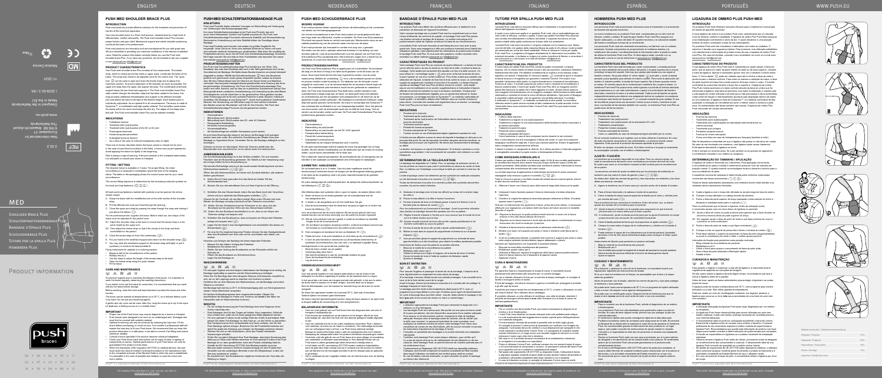ENGLISH | DEUTSCH | NEDERLANDS | FRANÇAIS | ITALIANO | ESPAÑOL | PORTUGUÊS | WWW.PUSH.EU

# MED

Shoulder Brace Plus

Schulterstabilisierungsbandage Plus

Bandage d'épaule Push

Schouderbrace Plus

Tutore per la spalla Plus

Hombrera Plus

PRODUCT INFORMATION

## PUSH MED SHOULDER BRACE PLUS

### INTRODUCTION

### PRODUCT CHARACTERISTICS

### INDICATIONS

### FITTING / SETTING

### CARE AND MAINTENANCE

### IMPORTANT

## PUSH MED SCHULTERFIXATIONSBANDAGE PLUS

### EINLEITUNG

### PRODUKTEIGENSCHAFTEN

### INDIKATIONEN

### ANMESSEN/ANLEGEN

### WASCHHINWEISE

### WICHTIG

## PUSH MED SCHOUDERBRACE PLUS

### WOORD VOORAF

### PRODUCTKENMERKEN

### INDICATIES

### AANMETEN / AANLEGGEN

### ONDERHOUDSVOORSCHRIFT

### BELANGRIJKE INFORMATIE

## BANDAGE D'ÉPAULE PUSH MED PLUS

### INTRODUCTION

### CARACTÉRISTIQUES DU PRODUIT

### INDICATIONS

### DÉTERMINATION DE LA TAILLE/AJUSTAGE

### SOIN ET ENTRETIEN

### IMPORTANT

## TUTORE PER LA SPALLA PUSH MED PLUS

### INTRODUZIONE

### CARATTERISTICHE DEL PRODOTTO

### INDICAZIONI

### COME INDOSSARLO/REGOLARLO

### CURA E MANUTENZIONE

### IMPORTANTE

## HOMBRERA PUSH MED PLUS

### INTRODUCCIÓN

### CARACTERÍSTICAS DEL PRODUCTO

### INDICACIONES

### AJUSTE / FIJACIÓN

### CUIDADO Y MANTENIMIENTO

### IMPORTANTE

## LIGADURA DE OMBRO PUSH MED

### INTRODUÇÃO

### CARACTERÍSTICAS DO PRODUTO

### INDICAÇÕES

### DETERMINAÇÃO DO TAMANHO / APLICAÇÃO

### CUIDADOS E MANUTENÇÃO

### IMPORTANTE

push braces

www.push.eu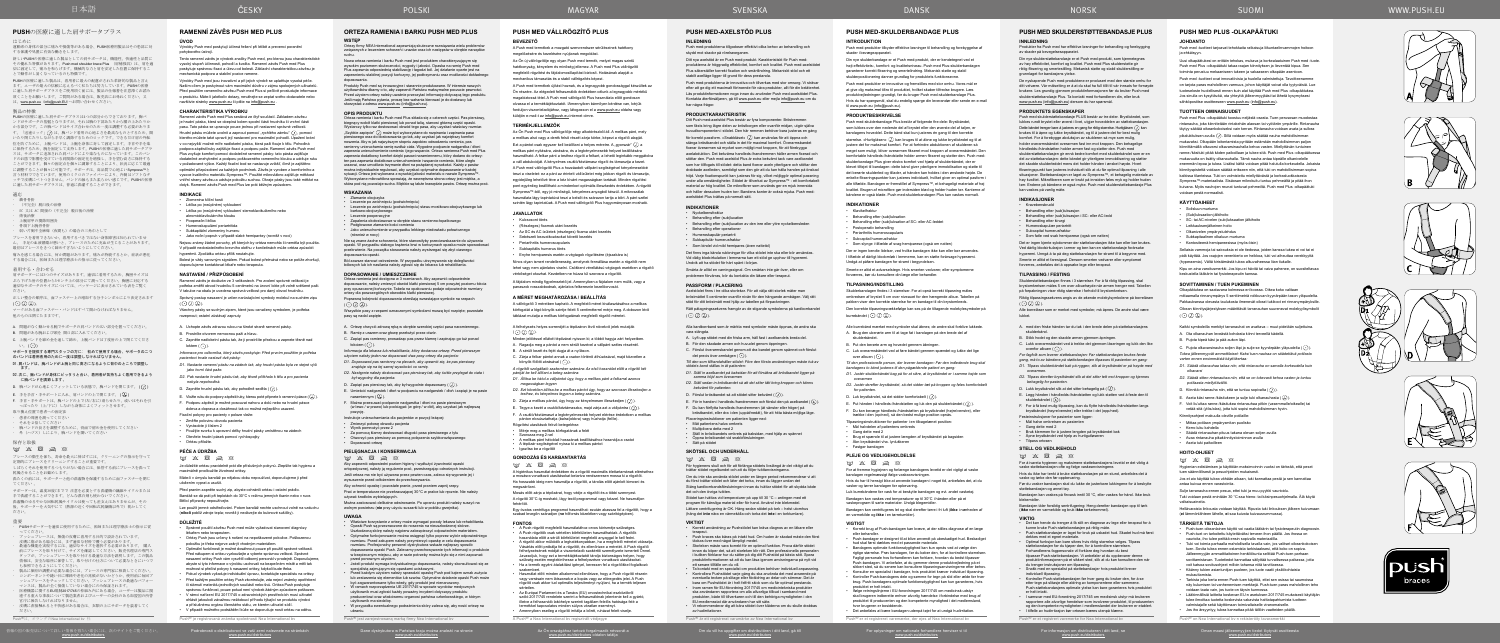# 日本

## PUSH の防寒に適した保護サポーター

### はじめに

### 製品の特徴

### 適応

### 装着方法

### お手入れと保管

### 注意

# ČESKY

## RAMENNÍ ZÁVĚS PUSH MED PRO DĚTI

### ÚVOD

### CHARAKTERISTIKA VÝROBKU

### INDIKACE

### NASTAVENÍ / PŘIZPŮSOBENÍ

### PÉČE A ÚDRŽBA

### DŮLEŽITÉ

# POLSKI

## ORTEZA RAMIENIA I BARKU PUSH MED PRO DZIECI

### WSTĘP

### OPIS PRODUKTU

### WSKAZANIA

### DOPASOWANIE / UMIESZCZENIE

### PIELĘGNACJA I KONSERWACJA

### UWAGA

# MAGYAR

## PUSH MED VÁLLRÖGZÍTŐ PLUS

### BEVEZETŐ

### A TERMÉK MEGHATÁROZÁSA / KIALAKÍTÁSA

### JAVALLATOK

### A MÉRET MEGHATÁROZÁSA / BEÁLLÍTÁSA

### GONDOZÁS ÉS KARBANTARTÁS

### FONTOS

# SVENSKA

## PUSH MED AXELSTÖD PLUS

### INLEDNING

### PRODUKTEGENSKAPER

### INDIKATIONER

### PASSFORM / PLACERING

### SKÖTSEL OCH UNDERHÅLL

### VIKTIGT

# DANSK

## PUSH MED SKULDERBANDAGE PLUS

### INTRODUKTION

### PRODUKTEGENSKABER

### INDIKATIONER

### TILPASNING/INDSTILLING

### PLEJE OG VEDLIGEHOLDELSE

### VIGTIGT

# NORSK

## PUSH MED SKULDERSTØTTEBANDASJE PLUS

### INNLEDNING

### PRODUKTEGENSKAPER

### INDIKASJONER

### TILPASNING / PLASSERING

### STELL OG VEDLIKEHOLD

### VIKTIG

# SUOMI

## PUSH MED PLUS -OLKAPÄÄTUKI

### JOHDANTO

### TUOTTEEN OMINAISUUDET

### KÄYTTÖAIHEET

### SOVITTAMINEN / TUEN PUKEMINEN

### HOITO-OHJEET

### TÄRKEITÄ TIETOJA

WWW.PUSH.EU